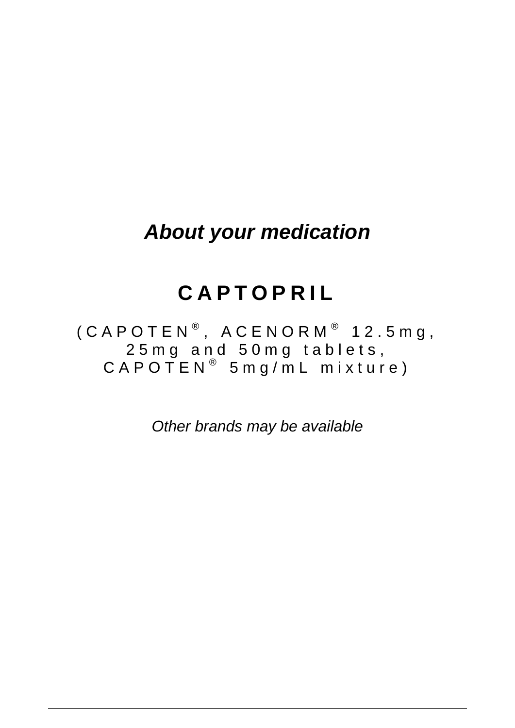***About your medication***

# CAPTOPRIL

(CAPOTEN®, ACENORM® 12.5mg, 25mg and 50mg tablets, CAPOTEN® 5mg/mL mixture)

*Other brands may be available*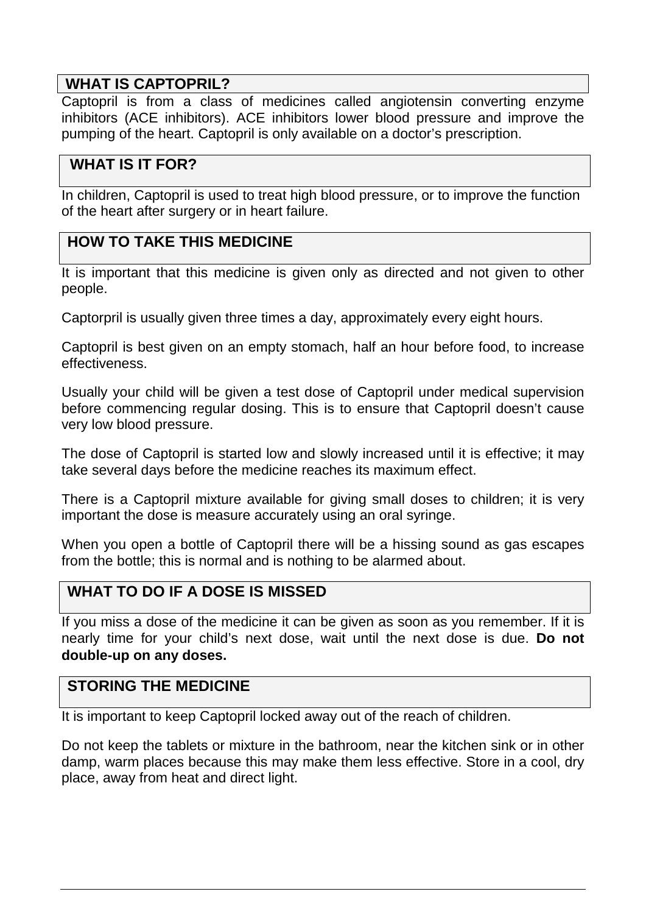## WHAT IS CAPTOPRIL?

Captopril is from a class of medicines called angiotensin converting enzyme inhibitors (ACE inhibitors). ACE inhibitors lower blood pressure and improve the pumping of the heart. Captopril is only available on a doctor's prescription.

## WHAT IS IT FOR?

In children, Captopril is used to treat high blood pressure, or to improve the function of the heart after surgery or in heart failure.

## HOW TO TAKE THIS MEDICINE

It is important that this medicine is given only as directed and not given to other people.

Captorpril is usually given three times a day, approximately every eight hours.

Captopril is best given on an empty stomach, half an hour before food, to increase effectiveness.

Usually your child will be given a test dose of Captopril under medical supervision before commencing regular dosing. This is to ensure that Captopril doesn't cause very low blood pressure.

The dose of Captopril is started low and slowly increased until it is effective; it may take several days before the medicine reaches its maximum effect.

There is a Captopril mixture available for giving small doses to children; it is very important the dose is measure accurately using an oral syringe.

When you open a bottle of Captopril there will be a hissing sound as gas escapes from the bottle; this is normal and is nothing to be alarmed about.

## WHAT TO DO IF A DOSE IS MISSED

If you miss a dose of the medicine it can be given as soon as you remember. If it is nearly time for your child's next dose, wait until the next dose is due. **Do not double-up on any doses.**

## STORING THE MEDICINE

It is important to keep Captopril locked away out of the reach of children.

Do not keep the tablets or mixture in the bathroom, near the kitchen sink or in other damp, warm places because this may make them less effective. Store in a cool, dry place, away from heat and direct light.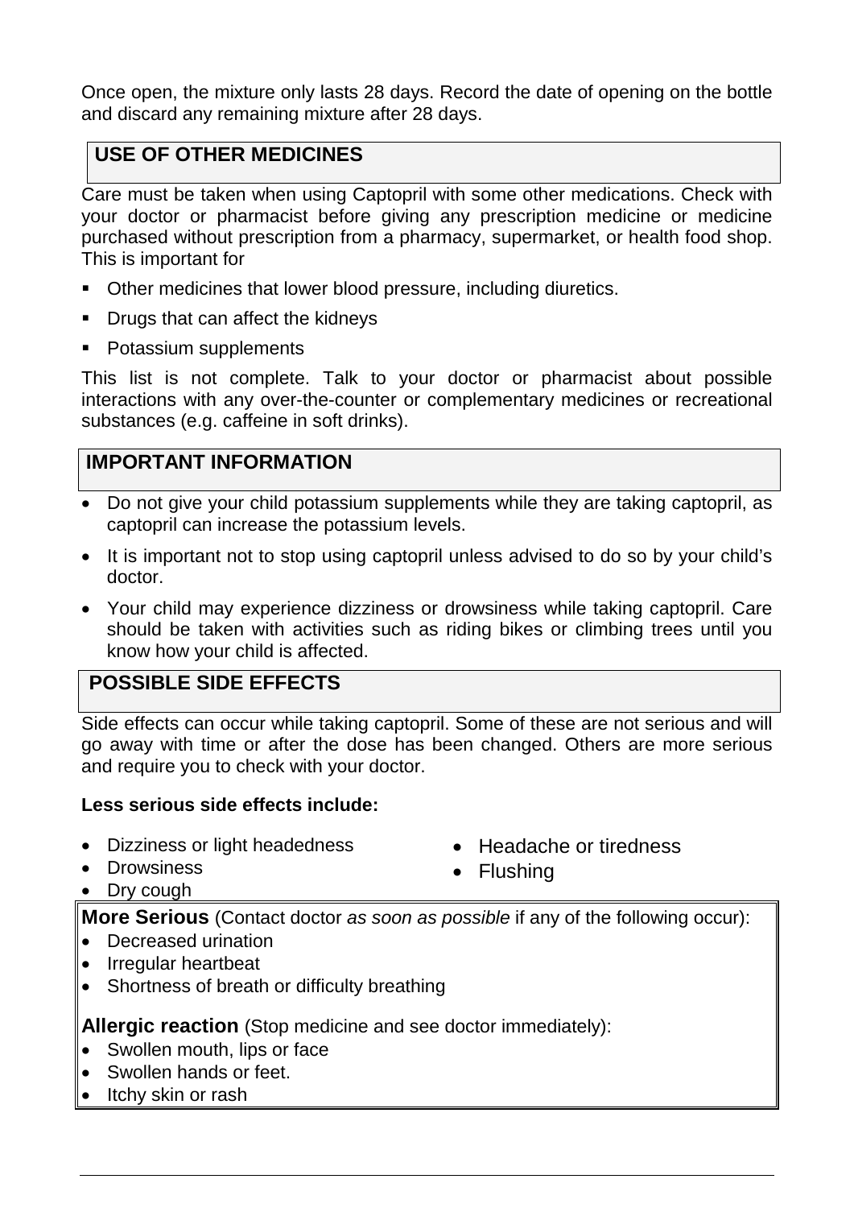Once open, the mixture only lasts 28 days. Record the date of opening on the bottle and discard any remaining mixture after 28 days.

## USE OF OTHER MEDICINES

Care must be taken when using Captopril with some other medications. Check with your doctor or pharmacist before giving any prescription medicine or medicine purchased without prescription from a pharmacy, supermarket, or health food shop. This is important for

- Other medicines that lower blood pressure, including diuretics.
- Drugs that can affect the kidneys
- Potassium supplements

This list is not complete. Talk to your doctor or pharmacist about possible interactions with any over-the-counter or complementary medicines or recreational substances (e.g. caffeine in soft drinks).

## IMPORTANT INFORMATION

- Do not give your child potassium supplements while they are taking captopril, as captopril can increase the potassium levels.
- It is important not to stop using captopril unless advised to do so by your child's doctor.
- Your child may experience dizziness or drowsiness while taking captopril. Care should be taken with activities such as riding bikes or climbing trees until you know how your child is affected.

## POSSIBLE SIDE EFFECTS

Side effects can occur while taking captopril. Some of these are not serious and will go away with time or after the dose has been changed. Others are more serious and require you to check with your doctor.

**Less serious side effects include:**

- Dizziness or light headedness
- Drowsiness
- Dry cough
- Headache or tiredness
- Flushing

**More Serious** (Contact doctor *as soon as possible* if any of the following occur):

- Decreased urination
- Irregular heartbeat
- Shortness of breath or difficulty breathing

**Allergic reaction** (Stop medicine and see doctor immediately):

- Swollen mouth, lips or face
- Swollen hands or feet.
- Itchy skin or rash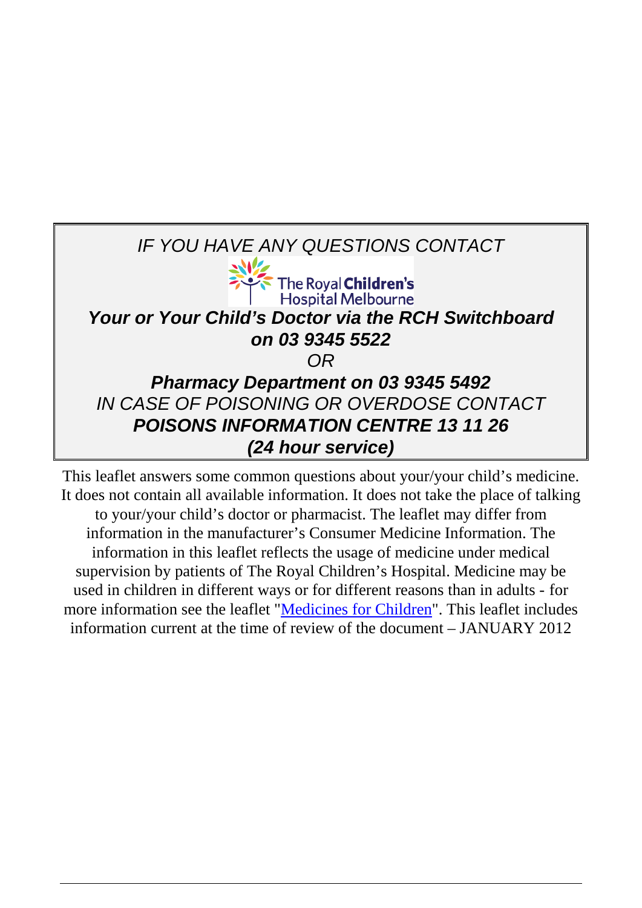*IF YOU HAVE ANY QUESTIONS CONTACT*

The Royal Children's Hospital Melbourne

***Your or Your Child's Doctor via the RCH Switchboard on 03 9345 5522***

*OR*

***Pharmacy Department on 03 9345 5492***

*IN CASE OF POISONING OR OVERDOSE CONTACT*

***POISONS INFORMATION CENTRE 13 11 26***

***(24 hour service)***

This leaflet answers some common questions about your/your child's medicine. It does not contain all available information. It does not take the place of talking to your/your child's doctor or pharmacist. The leaflet may differ from information in the manufacturer's Consumer Medicine Information. The information in this leaflet reflects the usage of medicine under medical supervision by patients of The Royal Children's Hospital. Medicine may be used in children in different ways or for different reasons than in adults - for more information see the leaflet "Medicines for Children". This leaflet includes information current at the time of review of the document – JANUARY 2012